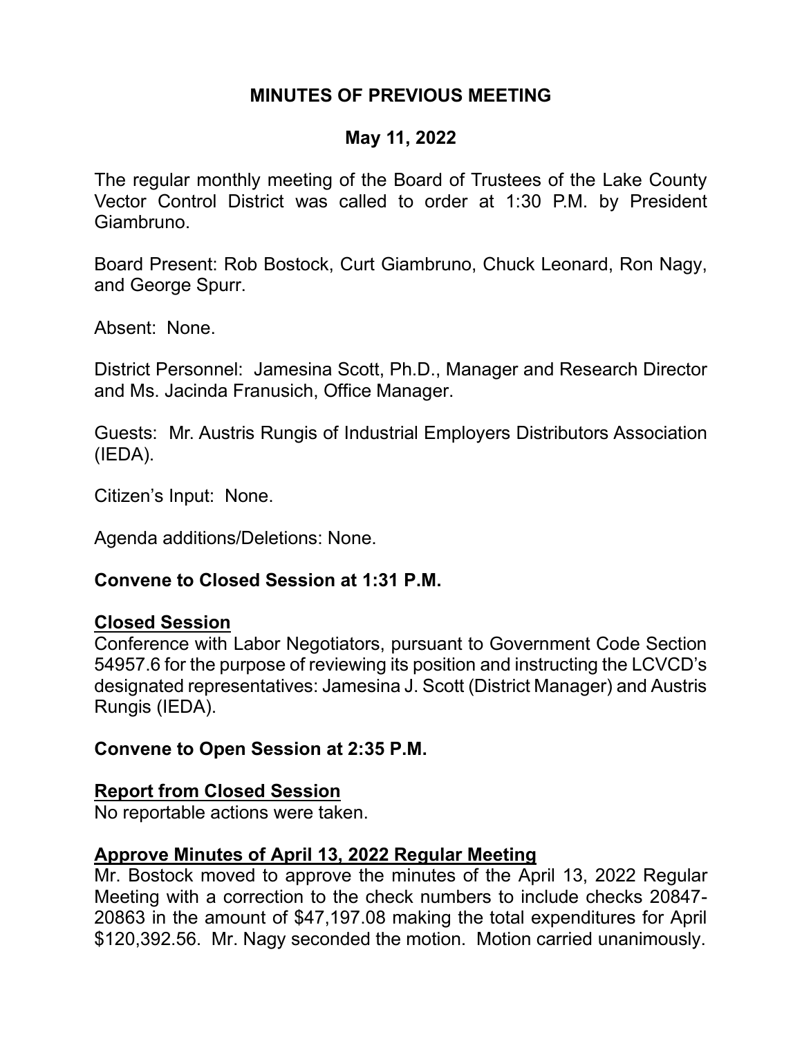# MINUTES OF PREVIOUS MEETING

## May 11, 2022

The regular monthly meeting of the Board of Trustees of the Lake County Vector Control District was called to order at 1:30 P.M. by President Giambruno.

Board Present: Rob Bostock, Curt Giambruno, Chuck Leonard, Ron Nagy, and George Spurr.

Absent: None.

District Personnel: Jamesina Scott, Ph.D., Manager and Research Director and Ms. Jacinda Franusich, Office Manager.

Guests: Mr. Austris Rungis of Industrial Employers Distributors Association (IEDA).

Citizen's Input: None.

Agenda additions/Deletions: None.

**Convene to Closed Session at 1:31 P.M.**

**Closed Session**

Conference with Labor Negotiators, pursuant to Government Code Section 54957.6 for the purpose of reviewing its position and instructing the LCVCD's designated representatives: Jamesina J. Scott (District Manager) and Austris Rungis (IEDA).

**Convene to Open Session at 2:35 P.M.**

**Report from Closed Session**

No reportable actions were taken.

**Approve Minutes of April 13, 2022 Regular Meeting**

Mr. Bostock moved to approve the minutes of the April 13, 2022 Regular Meeting with a correction to the check numbers to include checks 20847-20863 in the amount of $47,197.08 making the total expenditures for April $120,392.56. Mr. Nagy seconded the motion. Motion carried unanimously.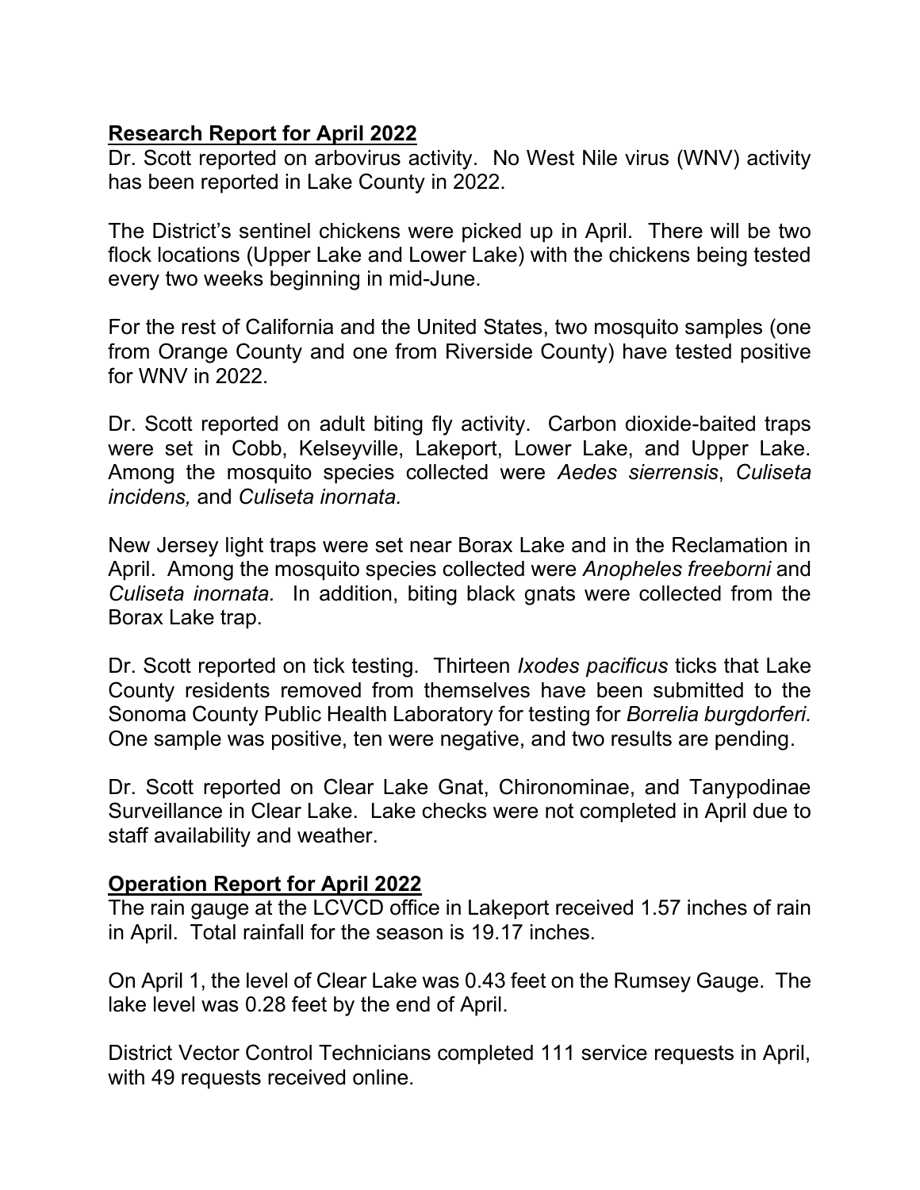## **Research Report for April 2022**

Dr. Scott reported on arbovirus activity. No West Nile virus (WNV) activity has been reported in Lake County in 2022.

The District's sentinel chickens were picked up in April. There will be two flock locations (Upper Lake and Lower Lake) with the chickens being tested every two weeks beginning in mid-June.

For the rest of California and the United States, two mosquito samples (one from Orange County and one from Riverside County) have tested positive for WNV in 2022.

Dr. Scott reported on adult biting fly activity. Carbon dioxide-baited traps were set in Cobb, Kelseyville, Lakeport, Lower Lake, and Upper Lake. Among the mosquito species collected were *Aedes sierrensis*, *Culiseta incidens,* and *Culiseta inornata.*

New Jersey light traps were set near Borax Lake and in the Reclamation in April. Among the mosquito species collected were *Anopheles freeborni* and *Culiseta inornata.* In addition, biting black gnats were collected from the Borax Lake trap.

Dr. Scott reported on tick testing. Thirteen *Ixodes pacificus* ticks that Lake County residents removed from themselves have been submitted to the Sonoma County Public Health Laboratory for testing for *Borrelia burgdorferi.* One sample was positive, ten were negative, and two results are pending.

Dr. Scott reported on Clear Lake Gnat, Chironominae, and Tanypodinae Surveillance in Clear Lake. Lake checks were not completed in April due to staff availability and weather.

## **Operation Report for April 2022**

The rain gauge at the LCVCD office in Lakeport received 1.57 inches of rain in April. Total rainfall for the season is 19.17 inches.

On April 1, the level of Clear Lake was 0.43 feet on the Rumsey Gauge. The lake level was 0.28 feet by the end of April.

District Vector Control Technicians completed 111 service requests in April, with 49 requests received online.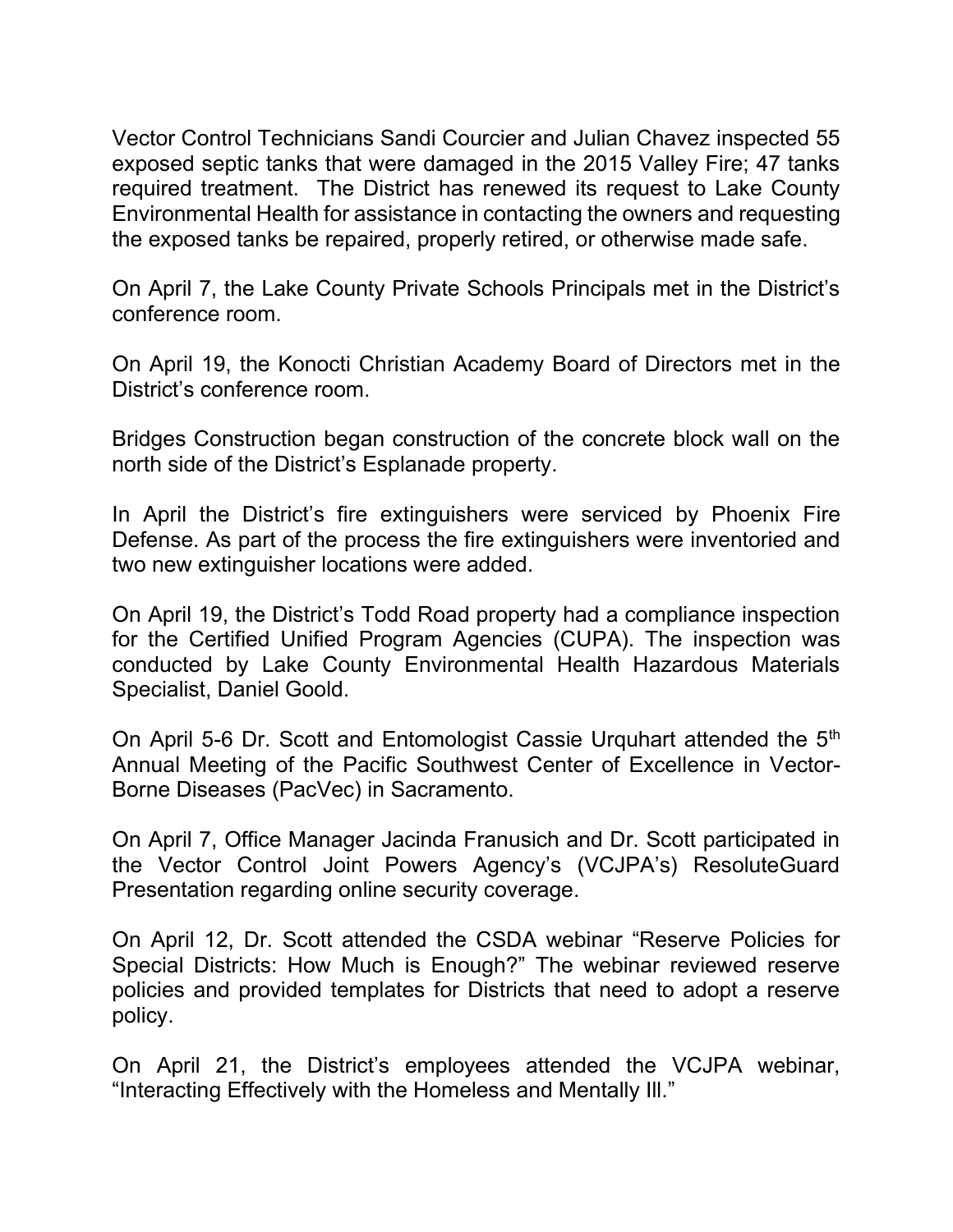Vector Control Technicians Sandi Courcier and Julian Chavez inspected 55 exposed septic tanks that were damaged in the 2015 Valley Fire; 47 tanks required treatment. The District has renewed its request to Lake County Environmental Health for assistance in contacting the owners and requesting the exposed tanks be repaired, properly retired, or otherwise made safe.

On April 7, the Lake County Private Schools Principals met in the District's conference room.

On April 19, the Konocti Christian Academy Board of Directors met in the District's conference room.

Bridges Construction began construction of the concrete block wall on the north side of the District's Esplanade property.

In April the District's fire extinguishers were serviced by Phoenix Fire Defense. As part of the process the fire extinguishers were inventoried and two new extinguisher locations were added.

On April 19, the District's Todd Road property had a compliance inspection for the Certified Unified Program Agencies (CUPA). The inspection was conducted by Lake County Environmental Health Hazardous Materials Specialist, Daniel Goold.

On April 5-6 Dr. Scott and Entomologist Cassie Urquhart attended the 5th Annual Meeting of the Pacific Southwest Center of Excellence in Vector-Borne Diseases (PacVec) in Sacramento.

On April 7, Office Manager Jacinda Franusich and Dr. Scott participated in the Vector Control Joint Powers Agency's (VCJPA's) ResoluteGuard Presentation regarding online security coverage.

On April 12, Dr. Scott attended the CSDA webinar "Reserve Policies for Special Districts: How Much is Enough?" The webinar reviewed reserve policies and provided templates for Districts that need to adopt a reserve policy.

On April 21, the District's employees attended the VCJPA webinar, "Interacting Effectively with the Homeless and Mentally Ill."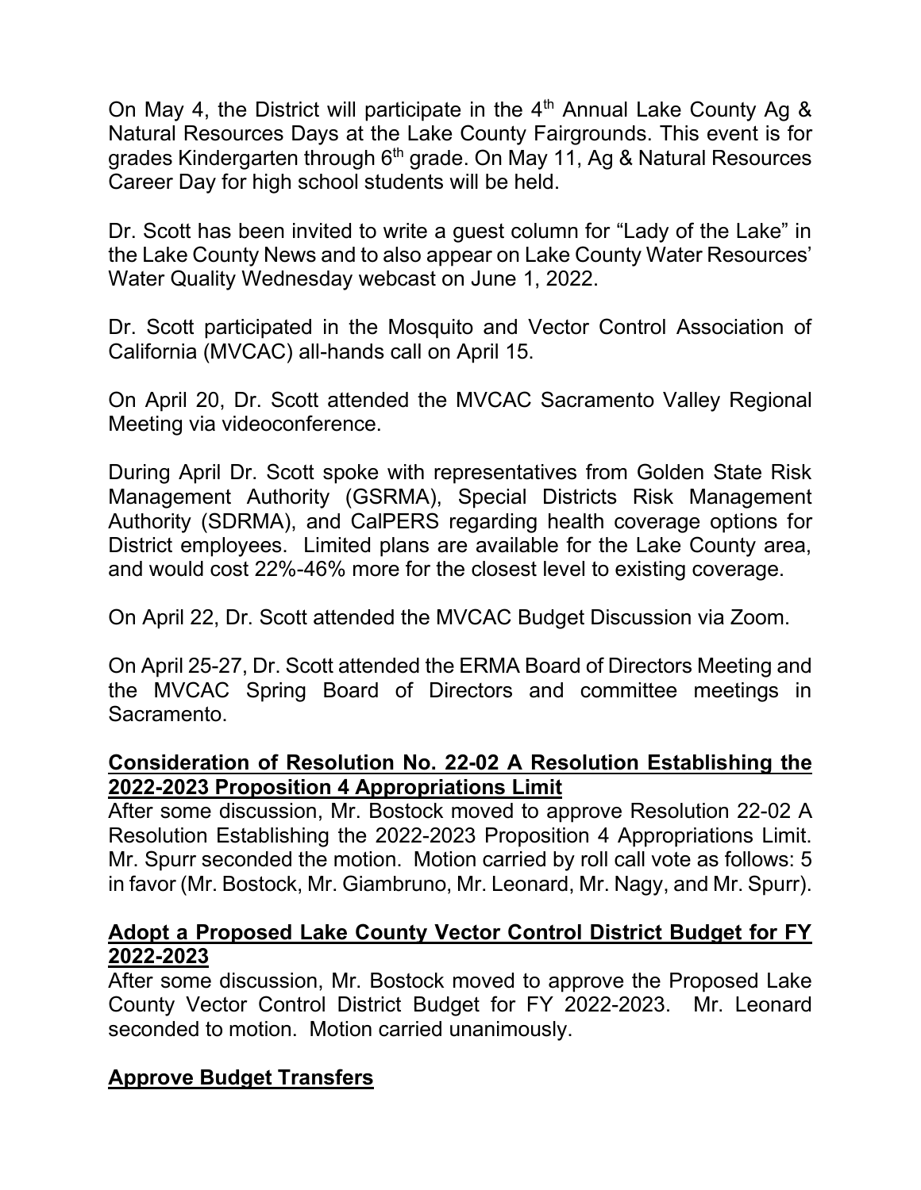On May 4, the District will participate in the 4th Annual Lake County Ag & Natural Resources Days at the Lake County Fairgrounds. This event is for grades Kindergarten through 6th grade. On May 11, Ag & Natural Resources Career Day for high school students will be held.

Dr. Scott has been invited to write a guest column for "Lady of the Lake" in the Lake County News and to also appear on Lake County Water Resources' Water Quality Wednesday webcast on June 1, 2022.

Dr. Scott participated in the Mosquito and Vector Control Association of California (MVCAC) all-hands call on April 15.

On April 20, Dr. Scott attended the MVCAC Sacramento Valley Regional Meeting via videoconference.

During April Dr. Scott spoke with representatives from Golden State Risk Management Authority (GSRMA), Special Districts Risk Management Authority (SDRMA), and CalPERS regarding health coverage options for District employees. Limited plans are available for the Lake County area, and would cost 22%-46% more for the closest level to existing coverage.

On April 22, Dr. Scott attended the MVCAC Budget Discussion via Zoom.

On April 25-27, Dr. Scott attended the ERMA Board of Directors Meeting and the MVCAC Spring Board of Directors and committee meetings in Sacramento.

**Consideration of Resolution No. 22-02 A Resolution Establishing the 2022-2023 Proposition 4 Appropriations Limit**

After some discussion, Mr. Bostock moved to approve Resolution 22-02 A Resolution Establishing the 2022-2023 Proposition 4 Appropriations Limit. Mr. Spurr seconded the motion. Motion carried by roll call vote as follows: 5 in favor (Mr. Bostock, Mr. Giambruno, Mr. Leonard, Mr. Nagy, and Mr. Spurr).

**Adopt a Proposed Lake County Vector Control District Budget for FY 2022-2023**

After some discussion, Mr. Bostock moved to approve the Proposed Lake County Vector Control District Budget for FY 2022-2023. Mr. Leonard seconded to motion. Motion carried unanimously.

**Approve Budget Transfers**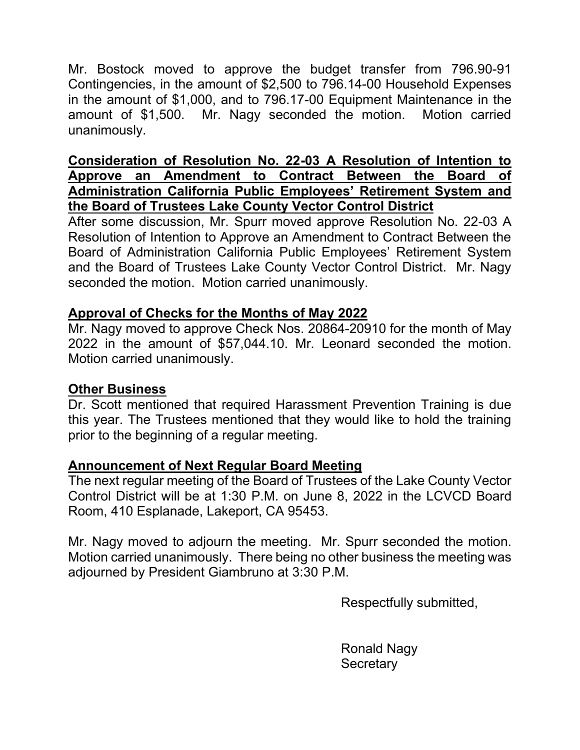Mr. Bostock moved to approve the budget transfer from 796.90-91 Contingencies, in the amount of $2,500 to 796.14-00 Household Expenses in the amount of $1,000, and to 796.17-00 Equipment Maintenance in the amount of $1,500. Mr. Nagy seconded the motion. Motion carried unanimously.

**Consideration of Resolution No. 22-03 A Resolution of Intention to Approve an Amendment to Contract Between the Board of Administration California Public Employees' Retirement System and the Board of Trustees Lake County Vector Control District**

After some discussion, Mr. Spurr moved approve Resolution No. 22-03 A Resolution of Intention to Approve an Amendment to Contract Between the Board of Administration California Public Employees' Retirement System and the Board of Trustees Lake County Vector Control District. Mr. Nagy seconded the motion. Motion carried unanimously.

**Approval of Checks for the Months of May 2022**

Mr. Nagy moved to approve Check Nos. 20864-20910 for the month of May 2022 in the amount of $57,044.10. Mr. Leonard seconded the motion. Motion carried unanimously.

**Other Business**

Dr. Scott mentioned that required Harassment Prevention Training is due this year. The Trustees mentioned that they would like to hold the training prior to the beginning of a regular meeting.

**Announcement of Next Regular Board Meeting**

The next regular meeting of the Board of Trustees of the Lake County Vector Control District will be at 1:30 P.M. on June 8, 2022 in the LCVCD Board Room, 410 Esplanade, Lakeport, CA 95453.

Mr. Nagy moved to adjourn the meeting. Mr. Spurr seconded the motion. Motion carried unanimously. There being no other business the meeting was adjourned by President Giambruno at 3:30 P.M.

Respectfully submitted,

Ronald Nagy
Secretary